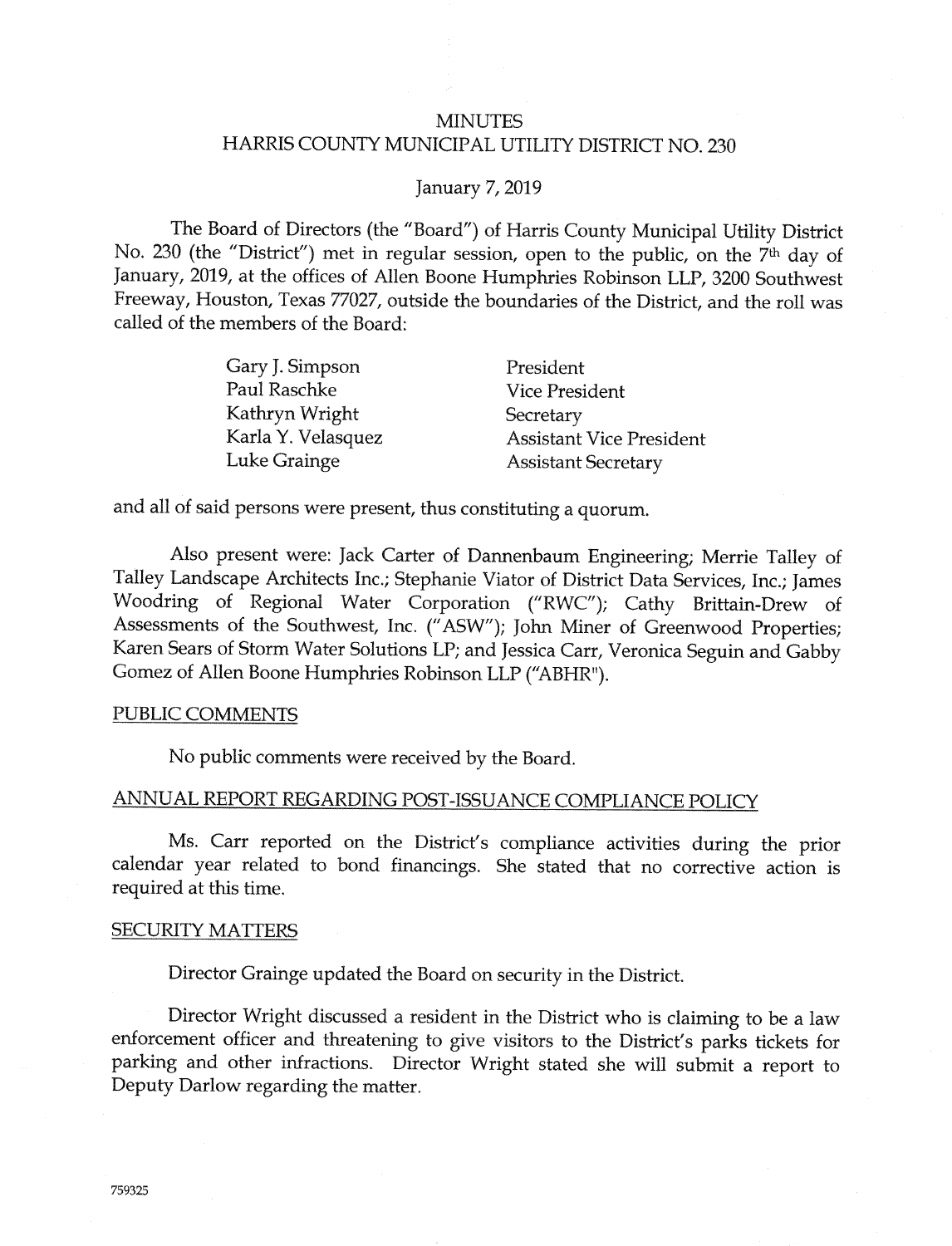# MINUTES
# HARRIS COUNTY MUNICIPAL UTILITY DISTRICT NO. 230

January 7, 2019

The Board of Directors (the "Board") of Harris County Municipal Utility District No. 230 (the "District") met in regular session, open to the public, on the 7th day of January, 2019, at the offices of Allen Boone Humphries Robinson LLP, 3200 Southwest Freeway, Houston, Texas 77027, outside the boundaries of the District, and the roll was called of the members of the Board:

| | |
|---|---|
| Gary J. Simpson | President |
| Paul Raschke | Vice President |
| Kathryn Wright | Secretary |
| Karla Y. Velasquez | Assistant Vice President |
| Luke Grainge | Assistant Secretary |

and all of said persons were present, thus constituting a quorum.

Also present were: Jack Carter of Dannenbaum Engineering; Merrie Talley of Talley Landscape Architects Inc.; Stephanie Viator of District Data Services, Inc.; James Woodring of Regional Water Corporation ("RWC"); Cathy Brittain-Drew of Assessments of the Southwest, Inc. ("ASW"); John Miner of Greenwood Properties; Karen Sears of Storm Water Solutions LP; and Jessica Carr, Veronica Seguin and Gabby Gomez of Allen Boone Humphries Robinson LLP ("ABHR").

## PUBLIC COMMENTS

No public comments were received by the Board.

## ANNUAL REPORT REGARDING POST-ISSUANCE COMPLIANCE POLICY

Ms. Carr reported on the District's compliance activities during the prior calendar year related to bond financings. She stated that no corrective action is required at this time.

## SECURITY MATTERS

Director Grainge updated the Board on security in the District.

Director Wright discussed a resident in the District who is claiming to be a law enforcement officer and threatening to give visitors to the District's parks tickets for parking and other infractions. Director Wright stated she will submit a report to Deputy Darlow regarding the matter.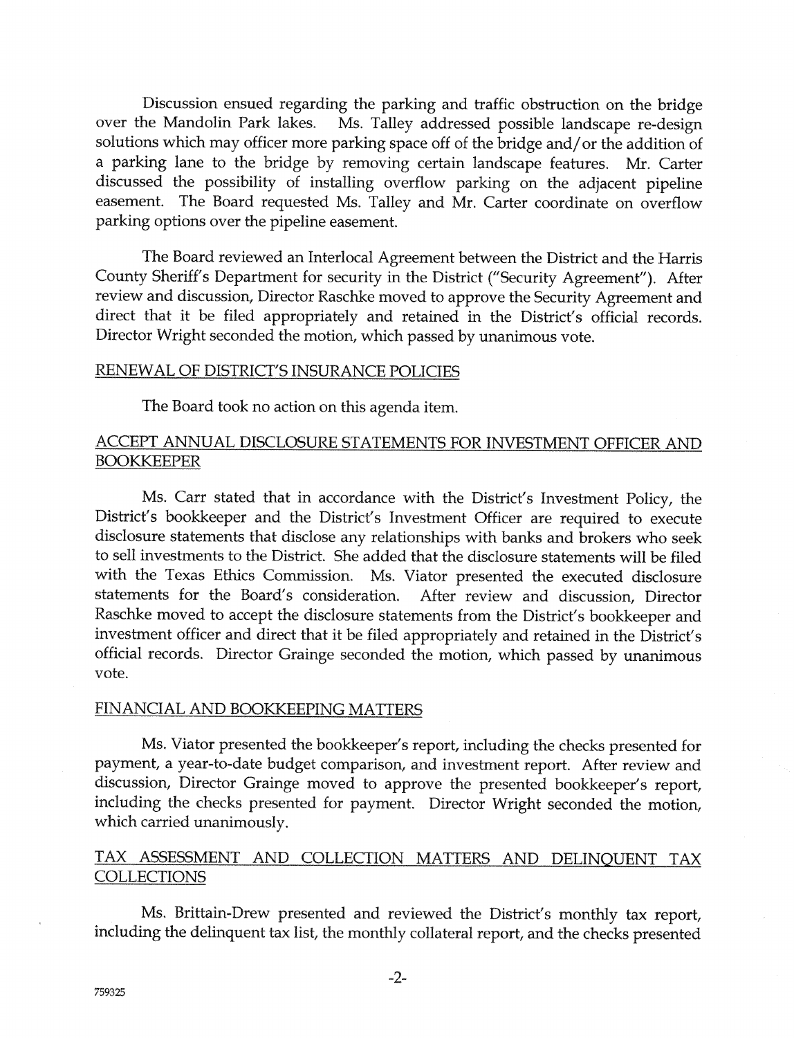Discussion ensued regarding the parking and traffic obstruction on the bridge over the Mandolin Park lakes. Ms. Talley addressed possible landscape re-design solutions which may officer more parking space off of the bridge and/or the addition of a parking lane to the bridge by removing certain landscape features. Mr. Carter discussed the possibility of installing overflow parking on the adjacent pipeline easement. The Board requested Ms. Talley and Mr. Carter coordinate on overflow parking options over the pipeline easement.

The Board reviewed an Interlocal Agreement between the District and the Harris County Sheriff's Department for security in the District ("Security Agreement"). After review and discussion, Director Raschke moved to approve the Security Agreement and direct that it be filed appropriately and retained in the District's official records. Director Wright seconded the motion, which passed by unanimous vote.

RENEWAL OF DISTRICT'S INSURANCE POLICIES

The Board took no action on this agenda item.

ACCEPT ANNUAL DISCLOSURE STATEMENTS FOR INVESTMENT OFFICER AND BOOKKEEPER

Ms. Carr stated that in accordance with the District's Investment Policy, the District's bookkeeper and the District's Investment Officer are required to execute disclosure statements that disclose any relationships with banks and brokers who seek to sell investments to the District. She added that the disclosure statements will be filed with the Texas Ethics Commission. Ms. Viator presented the executed disclosure statements for the Board's consideration. After review and discussion, Director Raschke moved to accept the disclosure statements from the District's bookkeeper and investment officer and direct that it be filed appropriately and retained in the District's official records. Director Grainge seconded the motion, which passed by unanimous vote.

FINANCIAL AND BOOKKEEPING MATTERS

Ms. Viator presented the bookkeeper's report, including the checks presented for payment, a year-to-date budget comparison, and investment report. After review and discussion, Director Grainge moved to approve the presented bookkeeper's report, including the checks presented for payment. Director Wright seconded the motion, which carried unanimously.

TAX ASSESSMENT AND COLLECTION MATTERS AND DELINQUENT TAX COLLECTIONS

Ms. Brittain-Drew presented and reviewed the District's monthly tax report, including the delinquent tax list, the monthly collateral report, and the checks presented

759325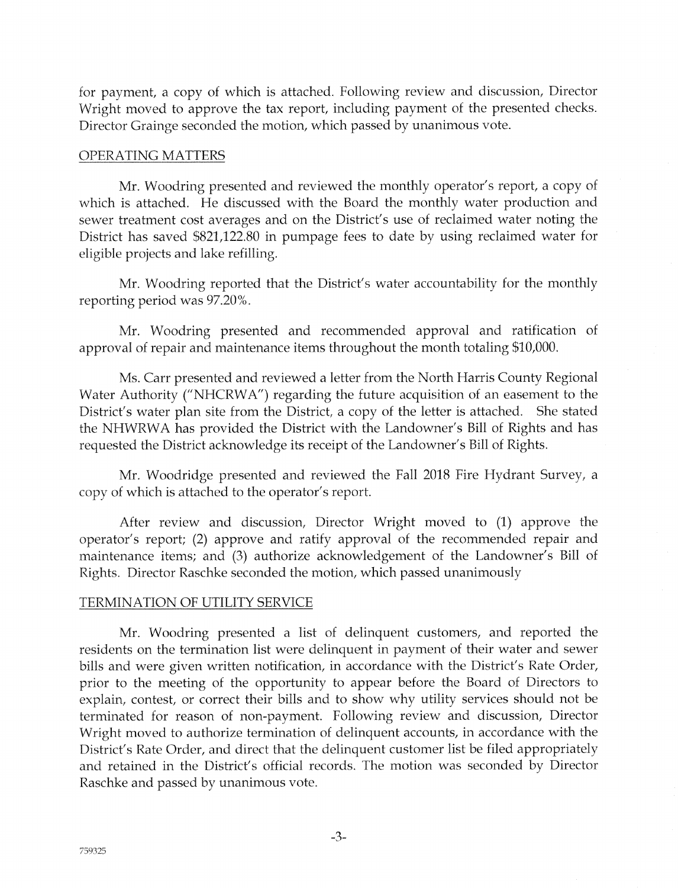for payment, a copy of which is attached. Following review and discussion, Director Wright moved to approve the tax report, including payment of the presented checks. Director Grainge seconded the motion, which passed by unanimous vote.

## OPERATING MATTERS

Mr. Woodring presented and reviewed the monthly operator's report, a copy of which is attached. He discussed with the Board the monthly water production and sewer treatment cost averages and on the District's use of reclaimed water noting the District has saved $821,122.80 in pumpage fees to date by using reclaimed water for eligible projects and lake refilling.

Mr. Woodring reported that the District's water accountability for the monthly reporting period was 97.20%.

Mr. Woodring presented and recommended approval and ratification of approval of repair and maintenance items throughout the month totaling $10,000.

Ms. Carr presented and reviewed a letter from the North Harris County Regional Water Authority ("NHCRWA") regarding the future acquisition of an easement to the District's water plan site from the District, a copy of the letter is attached. She stated the NHWRWA has provided the District with the Landowner's Bill of Rights and has requested the District acknowledge its receipt of the Landowner's Bill of Rights.

Mr. Woodridge presented and reviewed the Fall 2018 Fire Hydrant Survey, a copy of which is attached to the operator's report.

After review and discussion, Director Wright moved to (1) approve the operator's report; (2) approve and ratify approval of the recommended repair and maintenance items; and (3) authorize acknowledgement of the Landowner's Bill of Rights. Director Raschke seconded the motion, which passed unanimously

## TERMINATION OF UTILITY SERVICE

Mr. Woodring presented a list of delinquent customers, and reported the residents on the termination list were delinquent in payment of their water and sewer bills and were given written notification, in accordance with the District's Rate Order, prior to the meeting of the opportunity to appear before the Board of Directors to explain, contest, or correct their bills and to show why utility services should not be terminated for reason of non-payment. Following review and discussion, Director Wright moved to authorize termination of delinquent accounts, in accordance with the District's Rate Order, and direct that the delinquent customer list be filed appropriately and retained in the District's official records. The motion was seconded by Director Raschke and passed by unanimous vote.

759325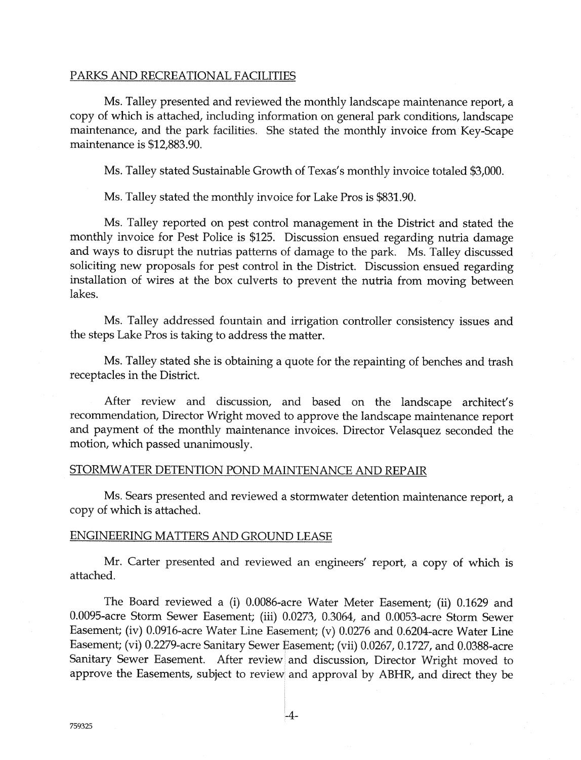## PARKS AND RECREATIONAL FACILITIES

Ms. Talley presented and reviewed the monthly landscape maintenance report, a copy of which is attached, including information on general park conditions, landscape maintenance, and the park facilities. She stated the monthly invoice from Key-Scape maintenance is $12,883.90.

Ms. Talley stated Sustainable Growth of Texas's monthly invoice totaled $3,000.

Ms. Talley stated the monthly invoice for Lake Pros is $831.90.

Ms. Talley reported on pest control management in the District and stated the monthly invoice for Pest Police is $125. Discussion ensued regarding nutria damage and ways to disrupt the nutrias patterns of damage to the park. Ms. Talley discussed soliciting new proposals for pest control in the District. Discussion ensued regarding installation of wires at the box culverts to prevent the nutria from moving between lakes.

Ms. Talley addressed fountain and irrigation controller consistency issues and the steps Lake Pros is taking to address the matter.

Ms. Talley stated she is obtaining a quote for the repainting of benches and trash receptacles in the District.

After review and discussion, and based on the landscape architect's recommendation, Director Wright moved to approve the landscape maintenance report and payment of the monthly maintenance invoices. Director Velasquez seconded the motion, which passed unanimously.

## STORMWATER DETENTION POND MAINTENANCE AND REPAIR

Ms. Sears presented and reviewed a stormwater detention maintenance report, a copy of which is attached.

## ENGINEERING MATTERS AND GROUND LEASE

Mr. Carter presented and reviewed an engineers' report, a copy of which is attached.

The Board reviewed a (i) 0.0086-acre Water Meter Easement; (ii) 0.1629 and 0.0095-acre Storm Sewer Easement; (iii) 0.0273, 0.3064, and 0.0053-acre Storm Sewer Easement; (iv) 0.0916-acre Water Line Easement; (v) 0.0276 and 0.6204-acre Water Line Easement; (vi) 0.2279-acre Sanitary Sewer Easement; (vii) 0.0267, 0.1727, and 0.0388-acre Sanitary Sewer Easement. After review and discussion, Director Wright moved to approve the Easements, subject to review and approval by ABHR, and direct they be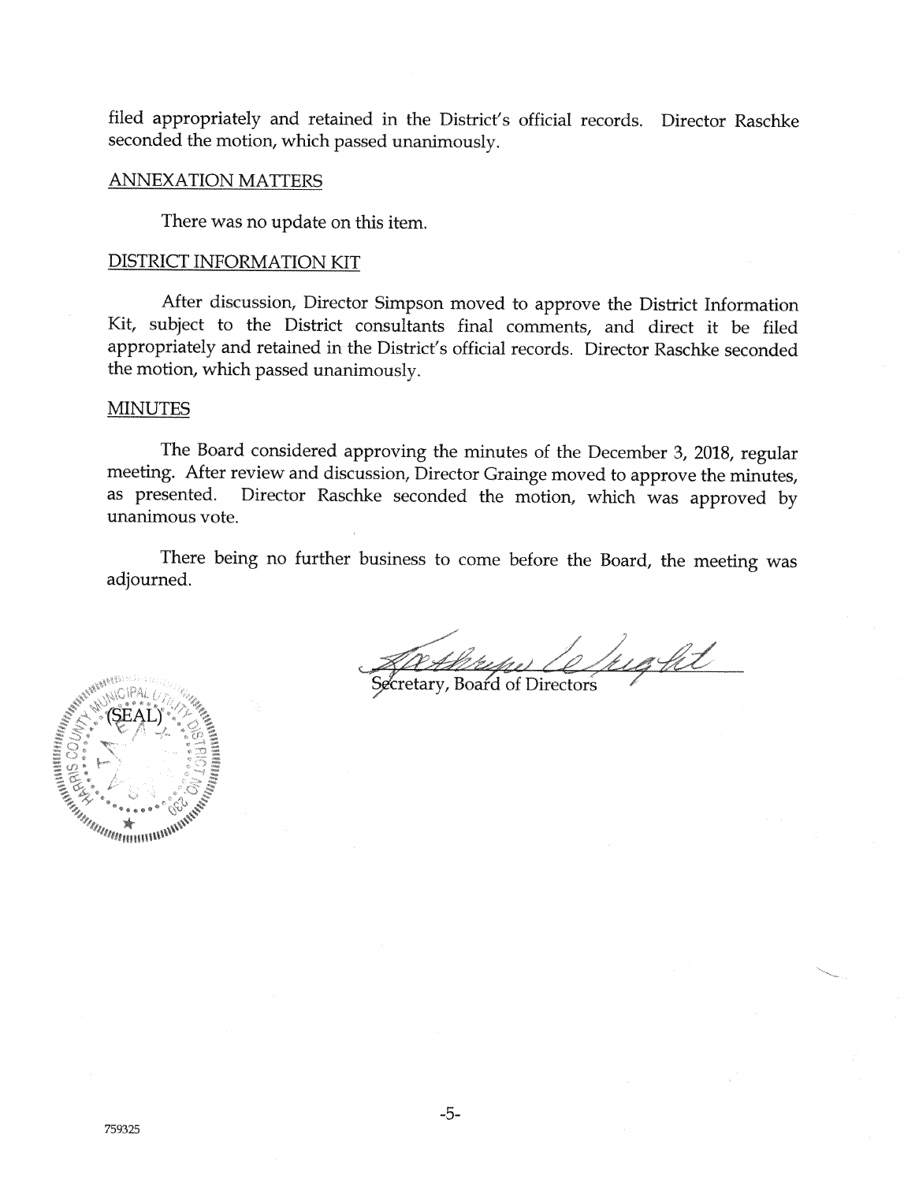filed appropriately and retained in the District's official records. Director Raschke seconded the motion, which passed unanimously.

## ANNEXATION MATTERS

There was no update on this item.

## DISTRICT INFORMATION KIT

After discussion, Director Simpson moved to approve the District Information Kit, subject to the District consultants final comments, and direct it be filed appropriately and retained in the District's official records. Director Raschke seconded the motion, which passed unanimously.

## MINUTES

The Board considered approving the minutes of the December 3, 2018, regular meeting. After review and discussion, Director Grainge moved to approve the minutes, as presented. Director Raschke seconded the motion, which was approved by unanimous vote.

There being no further business to come before the Board, the meeting was adjourned.

Secretary, Board of Directors

(SEAL)

759325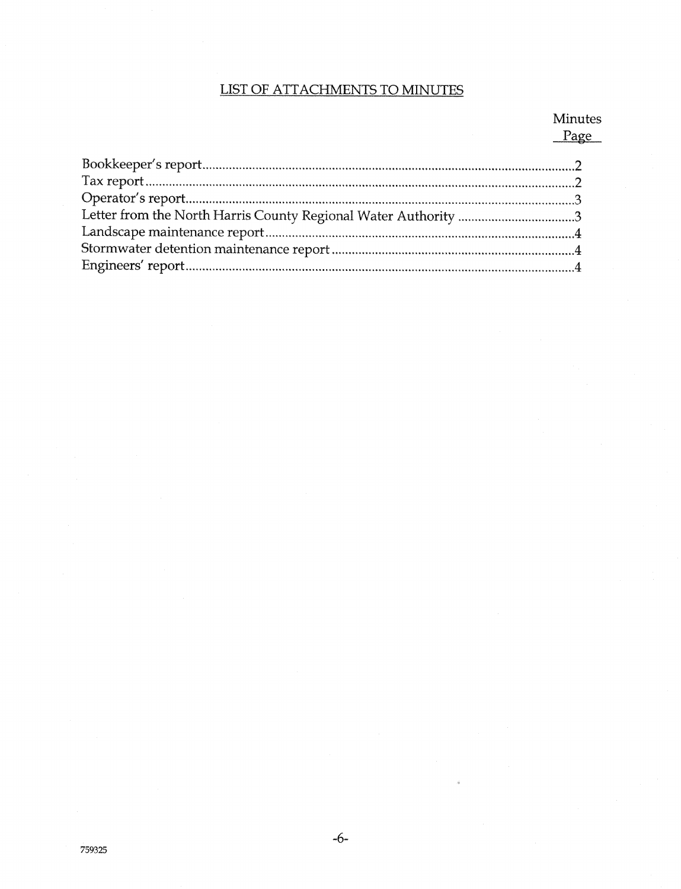## LIST OF ATTACHMENTS TO MINUTES

| | Minutes Page |
|---|---|
| Bookkeeper's report | 2 |
| Tax report | 2 |
| Operator's report | 3 |
| Letter from the North Harris County Regional Water Authority | 3 |
| Landscape maintenance report | 4 |
| Stormwater detention maintenance report | 4 |
| Engineers' report | 4 |

759325